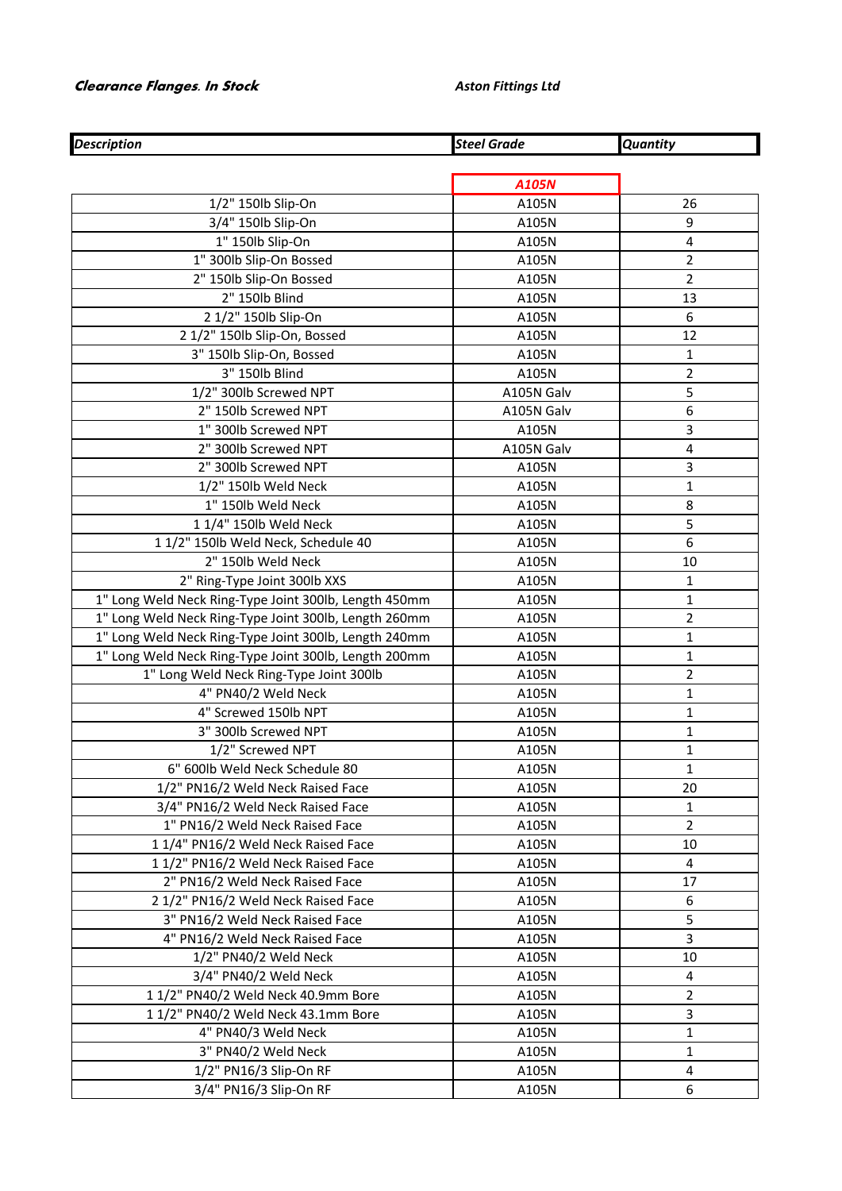***Clearance Flanges. In Stock*** ***Aston Fittings Ltd***

| ***Description*** | ***Steel Grade*** | ***Quantity*** |
|---|---|---|
| | ***A105N*** | |
| 1/2" 150lb Slip-On | A105N | 26 |
| 3/4" 150lb Slip-On | A105N | 9 |
| 1" 150lb Slip-On | A105N | 4 |
| 1" 300lb Slip-On Bossed | A105N | 2 |
| 2" 150lb Slip-On Bossed | A105N | 2 |
| 2" 150lb Blind | A105N | 13 |
| 2 1/2" 150lb Slip-On | A105N | 6 |
| 2 1/2" 150lb Slip-On, Bossed | A105N | 12 |
| 3" 150lb Slip-On, Bossed | A105N | 1 |
| 3" 150lb Blind | A105N | 2 |
| 1/2" 300lb Screwed NPT | A105N Galv | 5 |
| 2" 150lb Screwed NPT | A105N Galv | 6 |
| 1" 300lb Screwed NPT | A105N | 3 |
| 2" 300lb Screwed NPT | A105N Galv | 4 |
| 2" 300lb Screwed NPT | A105N | 3 |
| 1/2" 150lb Weld Neck | A105N | 1 |
| 1" 150lb Weld Neck | A105N | 8 |
| 1 1/4" 150lb Weld Neck | A105N | 5 |
| 1 1/2" 150lb Weld Neck, Schedule 40 | A105N | 6 |
| 2" 150lb Weld Neck | A105N | 10 |
| 2" Ring-Type Joint 300lb XXS | A105N | 1 |
| 1" Long Weld Neck Ring-Type Joint 300lb, Length 450mm | A105N | 1 |
| 1" Long Weld Neck Ring-Type Joint 300lb, Length 260mm | A105N | 2 |
| 1" Long Weld Neck Ring-Type Joint 300lb, Length 240mm | A105N | 1 |
| 1" Long Weld Neck Ring-Type Joint 300lb, Length 200mm | A105N | 1 |
| 1" Long Weld Neck Ring-Type Joint 300lb | A105N | 2 |
| 4" PN40/2 Weld Neck | A105N | 1 |
| 4" Screwed 150lb NPT | A105N | 1 |
| 3" 300lb Screwed NPT | A105N | 1 |
| 1/2" Screwed NPT | A105N | 1 |
| 6" 600lb Weld Neck Schedule 80 | A105N | 1 |
| 1/2" PN16/2 Weld Neck Raised Face | A105N | 20 |
| 3/4" PN16/2 Weld Neck Raised Face | A105N | 1 |
| 1" PN16/2 Weld Neck Raised Face | A105N | 2 |
| 1 1/4" PN16/2 Weld Neck Raised Face | A105N | 10 |
| 1 1/2" PN16/2 Weld Neck Raised Face | A105N | 4 |
| 2" PN16/2 Weld Neck Raised Face | A105N | 17 |
| 2 1/2" PN16/2 Weld Neck Raised Face | A105N | 6 |
| 3" PN16/2 Weld Neck Raised Face | A105N | 5 |
| 4" PN16/2 Weld Neck Raised Face | A105N | 3 |
| 1/2" PN40/2 Weld Neck | A105N | 10 |
| 3/4" PN40/2 Weld Neck | A105N | 4 |
| 1 1/2" PN40/2 Weld Neck 40.9mm Bore | A105N | 2 |
| 1 1/2" PN40/2 Weld Neck 43.1mm Bore | A105N | 3 |
| 4" PN40/3 Weld Neck | A105N | 1 |
| 3" PN40/2 Weld Neck | A105N | 1 |
| 1/2" PN16/3 Slip-On RF | A105N | 4 |
| 3/4" PN16/3 Slip-On RF | A105N | 6 |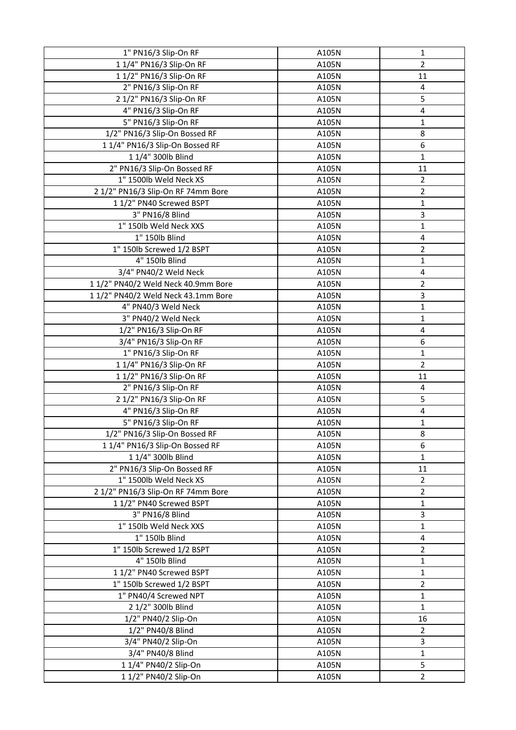| 1" PN16/3 Slip-On RF | A105N | 1 |
|---|---|---|
| 1 1/4" PN16/3 Slip-On RF | A105N | 2 |
| 1 1/2" PN16/3 Slip-On RF | A105N | 11 |
| 2" PN16/3 Slip-On RF | A105N | 4 |
| 2 1/2" PN16/3 Slip-On RF | A105N | 5 |
| 4" PN16/3 Slip-On RF | A105N | 4 |
| 5" PN16/3 Slip-On RF | A105N | 1 |
| 1/2" PN16/3 Slip-On Bossed RF | A105N | 8 |
| 1 1/4" PN16/3 Slip-On Bossed RF | A105N | 6 |
| 1 1/4" 300lb Blind | A105N | 1 |
| 2" PN16/3 Slip-On Bossed RF | A105N | 11 |
| 1" 1500lb Weld Neck XS | A105N | 2 |
| 2 1/2" PN16/3 Slip-On RF 74mm Bore | A105N | 2 |
| 1 1/2" PN40 Screwed BSPT | A105N | 1 |
| 3" PN16/8 Blind | A105N | 3 |
| 1" 150lb Weld Neck XXS | A105N | 1 |
| 1" 150lb Blind | A105N | 4 |
| 1" 150lb Screwed 1/2 BSPT | A105N | 2 |
| 4" 150lb Blind | A105N | 1 |
| 3/4" PN40/2 Weld Neck | A105N | 4 |
| 1 1/2" PN40/2 Weld Neck 40.9mm Bore | A105N | 2 |
| 1 1/2" PN40/2 Weld Neck 43.1mm Bore | A105N | 3 |
| 4" PN40/3 Weld Neck | A105N | 1 |
| 3" PN40/2 Weld Neck | A105N | 1 |
| 1/2" PN16/3 Slip-On RF | A105N | 4 |
| 3/4" PN16/3 Slip-On RF | A105N | 6 |
| 1" PN16/3 Slip-On RF | A105N | 1 |
| 1 1/4" PN16/3 Slip-On RF | A105N | 2 |
| 1 1/2" PN16/3 Slip-On RF | A105N | 11 |
| 2" PN16/3 Slip-On RF | A105N | 4 |
| 2 1/2" PN16/3 Slip-On RF | A105N | 5 |
| 4" PN16/3 Slip-On RF | A105N | 4 |
| 5" PN16/3 Slip-On RF | A105N | 1 |
| 1/2" PN16/3 Slip-On Bossed RF | A105N | 8 |
| 1 1/4" PN16/3 Slip-On Bossed RF | A105N | 6 |
| 1 1/4" 300lb Blind | A105N | 1 |
| 2" PN16/3 Slip-On Bossed RF | A105N | 11 |
| 1" 1500lb Weld Neck XS | A105N | 2 |
| 2 1/2" PN16/3 Slip-On RF 74mm Bore | A105N | 2 |
| 1 1/2" PN40 Screwed BSPT | A105N | 1 |
| 3" PN16/8 Blind | A105N | 3 |
| 1" 150lb Weld Neck XXS | A105N | 1 |
| 1" 150lb Blind | A105N | 4 |
| 1" 150lb Screwed 1/2 BSPT | A105N | 2 |
| 4" 150lb Blind | A105N | 1 |
| 1 1/2" PN40 Screwed BSPT | A105N | 1 |
| 1" 150lb Screwed 1/2 BSPT | A105N | 2 |
| 1" PN40/4 Screwed NPT | A105N | 1 |
| 2 1/2" 300lb Blind | A105N | 1 |
| 1/2" PN40/2 Slip-On | A105N | 16 |
| 1/2" PN40/8 Blind | A105N | 2 |
| 3/4" PN40/2 Slip-On | A105N | 3 |
| 3/4" PN40/8 Blind | A105N | 1 |
| 1 1/4" PN40/2 Slip-On | A105N | 5 |
| 1 1/2" PN40/2 Slip-On | A105N | 2 |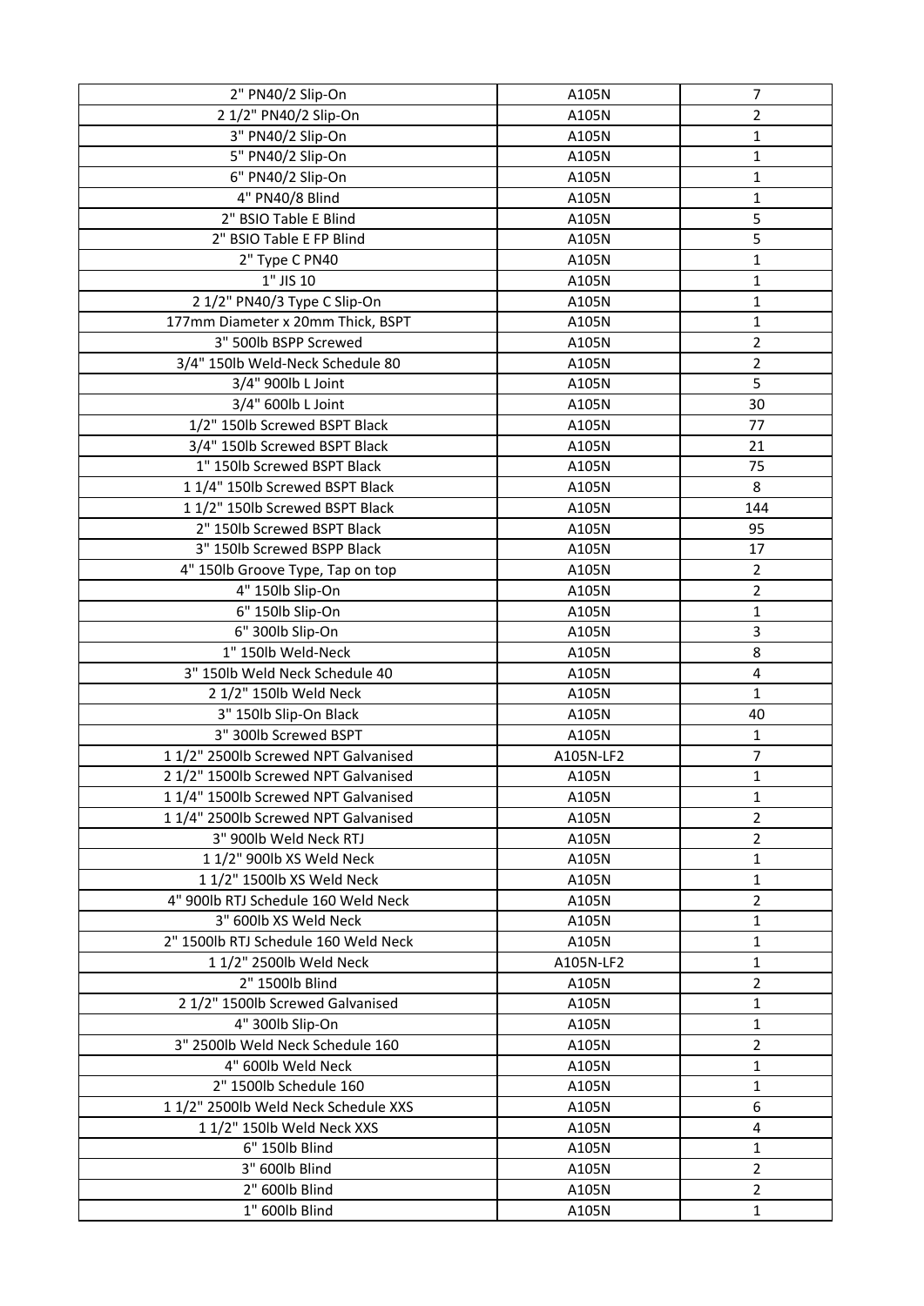| 2" PN40/2 Slip-On | A105N | 7 |
|---|---|---|
| 2 1/2" PN40/2 Slip-On | A105N | 2 |
| 3" PN40/2 Slip-On | A105N | 1 |
| 5" PN40/2 Slip-On | A105N | 1 |
| 6" PN40/2 Slip-On | A105N | 1 |
| 4" PN40/8 Blind | A105N | 1 |
| 2" BSIO Table E Blind | A105N | 5 |
| 2" BSIO Table E FP Blind | A105N | 5 |
| 2" Type C PN40 | A105N | 1 |
| 1" JIS 10 | A105N | 1 |
| 2 1/2" PN40/3 Type C Slip-On | A105N | 1 |
| 177mm Diameter x 20mm Thick, BSPT | A105N | 1 |
| 3" 500lb BSPP Screwed | A105N | 2 |
| 3/4" 150lb Weld-Neck Schedule 80 | A105N | 2 |
| 3/4" 900lb L Joint | A105N | 5 |
| 3/4" 600lb L Joint | A105N | 30 |
| 1/2" 150lb Screwed BSPT Black | A105N | 77 |
| 3/4" 150lb Screwed BSPT Black | A105N | 21 |
| 1" 150lb Screwed BSPT Black | A105N | 75 |
| 1 1/4" 150lb Screwed BSPT Black | A105N | 8 |
| 1 1/2" 150lb Screwed BSPT Black | A105N | 144 |
| 2" 150lb Screwed BSPT Black | A105N | 95 |
| 3" 150lb Screwed BSPP Black | A105N | 17 |
| 4" 150lb Groove Type, Tap on top | A105N | 2 |
| 4" 150lb Slip-On | A105N | 2 |
| 6" 150lb Slip-On | A105N | 1 |
| 6" 300lb Slip-On | A105N | 3 |
| 1" 150lb Weld-Neck | A105N | 8 |
| 3" 150lb Weld Neck Schedule 40 | A105N | 4 |
| 2 1/2" 150lb Weld Neck | A105N | 1 |
| 3" 150lb Slip-On Black | A105N | 40 |
| 3" 300lb Screwed BSPT | A105N | 1 |
| 1 1/2" 2500lb Screwed NPT Galvanised | A105N-LF2 | 7 |
| 2 1/2" 1500lb Screwed NPT Galvanised | A105N | 1 |
| 1 1/4" 1500lb Screwed NPT Galvanised | A105N | 1 |
| 1 1/4" 2500lb Screwed NPT Galvanised | A105N | 2 |
| 3" 900lb Weld Neck RTJ | A105N | 2 |
| 1 1/2" 900lb XS Weld Neck | A105N | 1 |
| 1 1/2" 1500lb XS Weld Neck | A105N | 1 |
| 4" 900lb RTJ Schedule 160 Weld Neck | A105N | 2 |
| 3" 600lb XS Weld Neck | A105N | 1 |
| 2" 1500lb RTJ Schedule 160 Weld Neck | A105N | 1 |
| 1 1/2" 2500lb Weld Neck | A105N-LF2 | 1 |
| 2" 1500lb Blind | A105N | 2 |
| 2 1/2" 1500lb Screwed Galvanised | A105N | 1 |
| 4" 300lb Slip-On | A105N | 1 |
| 3" 2500lb Weld Neck Schedule 160 | A105N | 2 |
| 4" 600lb Weld Neck | A105N | 1 |
| 2" 1500lb Schedule 160 | A105N | 1 |
| 1 1/2" 2500lb Weld Neck Schedule XXS | A105N | 6 |
| 1 1/2" 150lb Weld Neck XXS | A105N | 4 |
| 6" 150lb Blind | A105N | 1 |
| 3" 600lb Blind | A105N | 2 |
| 2" 600lb Blind | A105N | 2 |
| 1" 600lb Blind | A105N | 1 |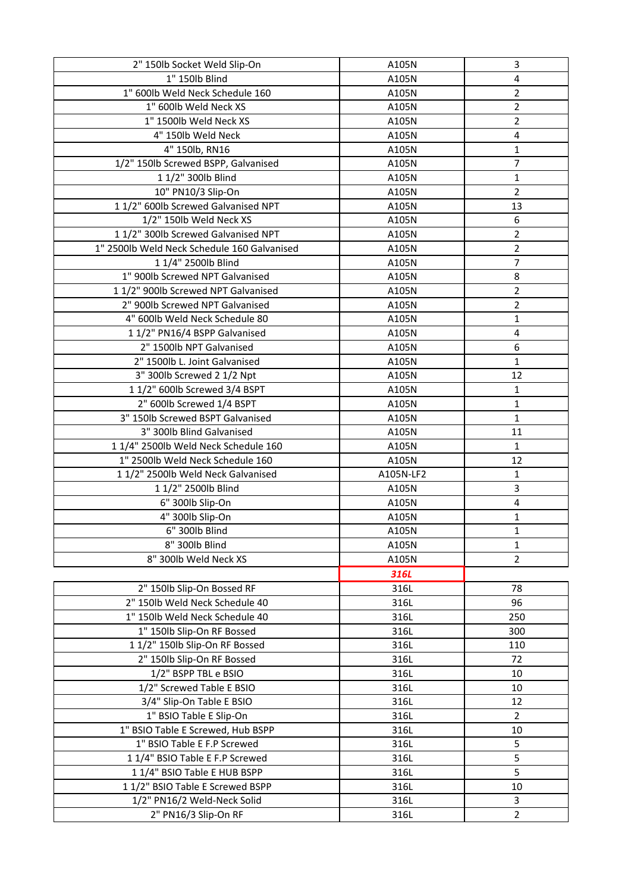| | | |
|---|---|---|
| 2" 150lb Socket Weld Slip-On | A105N | 3 |
| 1" 150lb Blind | A105N | 4 |
| 1" 600lb Weld Neck Schedule 160 | A105N | 2 |
| 1" 600lb Weld Neck XS | A105N | 2 |
| 1" 1500lb Weld Neck XS | A105N | 2 |
| 4" 150lb Weld Neck | A105N | 4 |
| 4" 150lb, RN16 | A105N | 1 |
| 1/2" 150lb Screwed BSPP, Galvanised | A105N | 7 |
| 1 1/2" 300lb Blind | A105N | 1 |
| 10" PN10/3 Slip-On | A105N | 2 |
| 1 1/2" 600lb Screwed Galvanised NPT | A105N | 13 |
| 1/2" 150lb Weld Neck XS | A105N | 6 |
| 1 1/2" 300lb Screwed Galvanised NPT | A105N | 2 |
| 1" 2500lb Weld Neck Schedule 160 Galvanised | A105N | 2 |
| 1 1/4" 2500lb Blind | A105N | 7 |
| 1" 900lb Screwed NPT Galvanised | A105N | 8 |
| 1 1/2" 900lb Screwed NPT Galvanised | A105N | 2 |
| 2" 900lb Screwed NPT Galvanised | A105N | 2 |
| 4" 600lb Weld Neck Schedule 80 | A105N | 1 |
| 1 1/2" PN16/4 BSPP Galvanised | A105N | 4 |
| 2" 1500lb NPT Galvanised | A105N | 6 |
| 2" 1500lb L. Joint Galvanised | A105N | 1 |
| 3" 300lb Screwed 2 1/2 Npt | A105N | 12 |
| 1 1/2" 600lb Screwed 3/4 BSPT | A105N | 1 |
| 2" 600lb Screwed 1/4 BSPT | A105N | 1 |
| 3" 150lb Screwed BSPT Galvanised | A105N | 1 |
| 3" 300lb Blind Galvanised | A105N | 11 |
| 1 1/4" 2500lb Weld Neck Schedule 160 | A105N | 1 |
| 1" 2500lb Weld Neck Schedule 160 | A105N | 12 |
| 1 1/2" 2500lb Weld Neck Galvanised | A105N-LF2 | 1 |
| 1 1/2" 2500lb Blind | A105N | 3 |
| 6" 300lb Slip-On | A105N | 4 |
| 4" 300lb Slip-On | A105N | 1 |
| 6" 300lb Blind | A105N | 1 |
| 8" 300lb Blind | A105N | 1 |
| 8" 300lb Weld Neck XS | A105N | 2 |
| | ***316L*** | |
| 2" 150lb Slip-On Bossed RF | 316L | 78 |
| 2" 150lb Weld Neck Schedule 40 | 316L | 96 |
| 1" 150lb Weld Neck Schedule 40 | 316L | 250 |
| 1" 150lb Slip-On RF Bossed | 316L | 300 |
| 1 1/2" 150lb Slip-On RF Bossed | 316L | 110 |
| 2" 150lb Slip-On RF Bossed | 316L | 72 |
| 1/2" BSPP TBL e BSIO | 316L | 10 |
| 1/2" Screwed Table E BSIO | 316L | 10 |
| 3/4" Slip-On Table E BSIO | 316L | 12 |
| 1" BSIO Table E Slip-On | 316L | 2 |
| 1" BSIO Table E Screwed, Hub BSPP | 316L | 10 |
| 1" BSIO Table E F.P Screwed | 316L | 5 |
| 1 1/4" BSIO Table E F.P Screwed | 316L | 5 |
| 1 1/4" BSIO Table E HUB BSPP | 316L | 5 |
| 1 1/2" BSIO Table E Screwed BSPP | 316L | 10 |
| 1/2" PN16/2 Weld-Neck Solid | 316L | 3 |
| 2" PN16/3 Slip-On RF | 316L | 2 |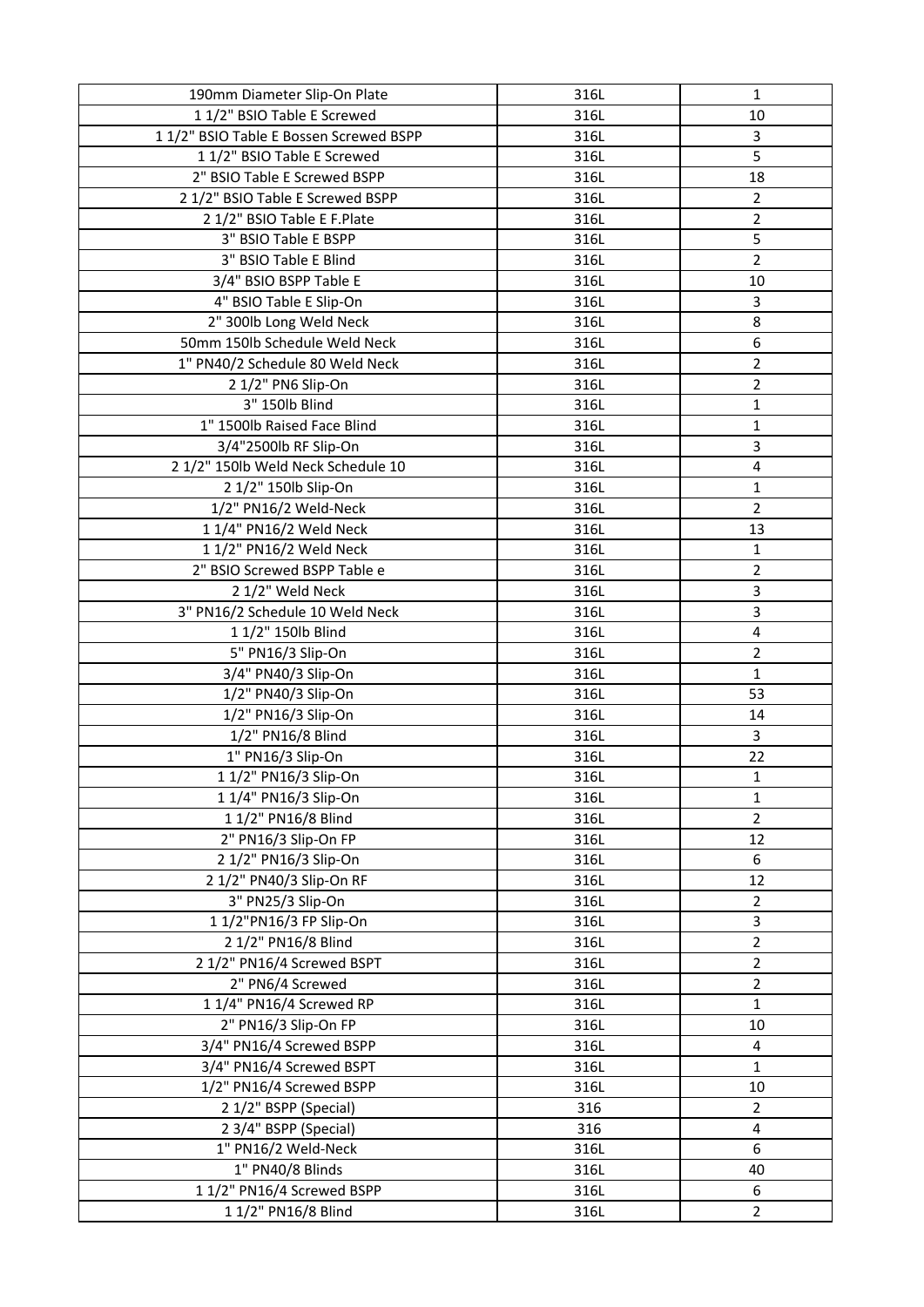| 190mm Diameter Slip-On Plate | 316L | 1 |
|---|---|---|
| 1 1/2" BSIO Table E Screwed | 316L | 10 |
| 1 1/2" BSIO Table E Bossen Screwed BSPP | 316L | 3 |
| 1 1/2" BSIO Table E Screwed | 316L | 5 |
| 2" BSIO Table E Screwed BSPP | 316L | 18 |
| 2 1/2" BSIO Table E Screwed BSPP | 316L | 2 |
| 2 1/2" BSIO Table E F.Plate | 316L | 2 |
| 3" BSIO Table E BSPP | 316L | 5 |
| 3" BSIO Table E Blind | 316L | 2 |
| 3/4" BSIO BSPP Table E | 316L | 10 |
| 4" BSIO Table E Slip-On | 316L | 3 |
| 2" 300lb Long Weld Neck | 316L | 8 |
| 50mm 150lb Schedule Weld Neck | 316L | 6 |
| 1" PN40/2 Schedule 80 Weld Neck | 316L | 2 |
| 2 1/2" PN6 Slip-On | 316L | 2 |
| 3" 150lb Blind | 316L | 1 |
| 1" 1500lb Raised Face Blind | 316L | 1 |
| 3/4"2500lb RF Slip-On | 316L | 3 |
| 2 1/2" 150lb Weld Neck Schedule 10 | 316L | 4 |
| 2 1/2" 150lb Slip-On | 316L | 1 |
| 1/2" PN16/2 Weld-Neck | 316L | 2 |
| 1 1/4" PN16/2 Weld Neck | 316L | 13 |
| 1 1/2" PN16/2 Weld Neck | 316L | 1 |
| 2" BSIO Screwed BSPP Table e | 316L | 2 |
| 2 1/2" Weld Neck | 316L | 3 |
| 3" PN16/2 Schedule 10 Weld Neck | 316L | 3 |
| 1 1/2" 150lb Blind | 316L | 4 |
| 5" PN16/3 Slip-On | 316L | 2 |
| 3/4" PN40/3 Slip-On | 316L | 1 |
| 1/2" PN40/3 Slip-On | 316L | 53 |
| 1/2" PN16/3 Slip-On | 316L | 14 |
| 1/2" PN16/8 Blind | 316L | 3 |
| 1" PN16/3 Slip-On | 316L | 22 |
| 1 1/2" PN16/3 Slip-On | 316L | 1 |
| 1 1/4" PN16/3 Slip-On | 316L | 1 |
| 1 1/2" PN16/8 Blind | 316L | 2 |
| 2" PN16/3 Slip-On FP | 316L | 12 |
| 2 1/2" PN16/3 Slip-On | 316L | 6 |
| 2 1/2" PN40/3 Slip-On RF | 316L | 12 |
| 3" PN25/3 Slip-On | 316L | 2 |
| 1 1/2"PN16/3 FP Slip-On | 316L | 3 |
| 2 1/2" PN16/8 Blind | 316L | 2 |
| 2 1/2" PN16/4 Screwed BSPT | 316L | 2 |
| 2" PN6/4 Screwed | 316L | 2 |
| 1 1/4" PN16/4 Screwed RP | 316L | 1 |
| 2" PN16/3 Slip-On FP | 316L | 10 |
| 3/4" PN16/4 Screwed BSPP | 316L | 4 |
| 3/4" PN16/4 Screwed BSPT | 316L | 1 |
| 1/2" PN16/4 Screwed BSPP | 316L | 10 |
| 2 1/2" BSPP (Special) | 316 | 2 |
| 2 3/4" BSPP (Special) | 316 | 4 |
| 1" PN16/2 Weld-Neck | 316L | 6 |
| 1" PN40/8 Blinds | 316L | 40 |
| 1 1/2" PN16/4 Screwed BSPP | 316L | 6 |
| 1 1/2" PN16/8 Blind | 316L | 2 |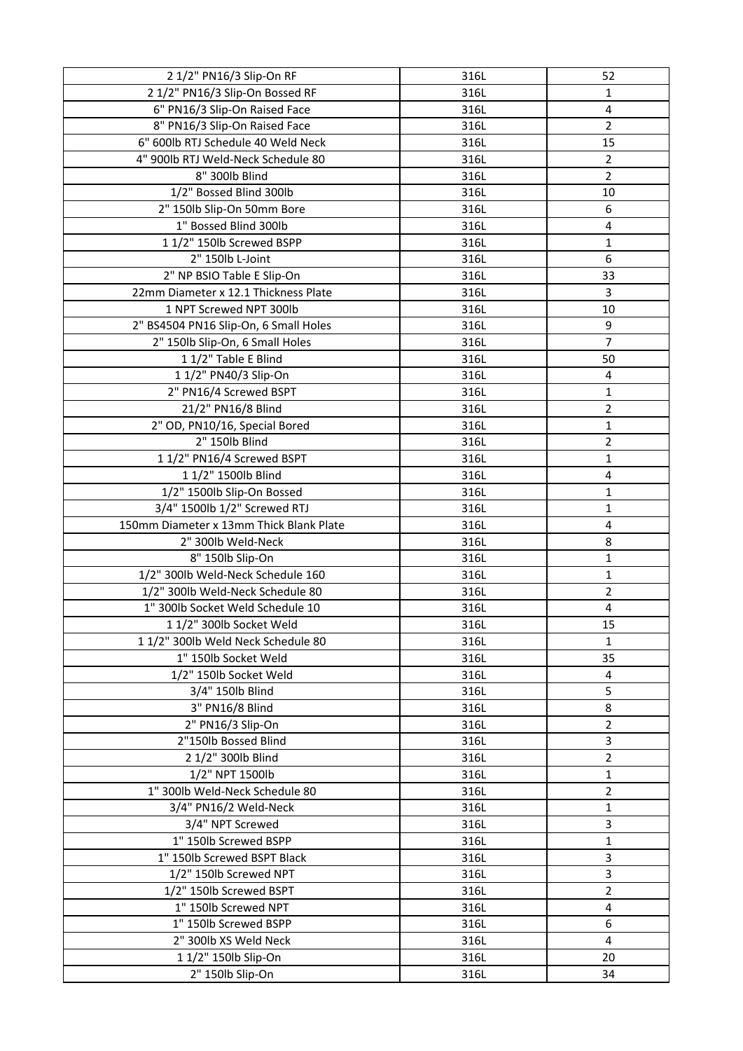| 2 1/2" PN16/3 Slip-On RF | 316L | 52 |
|---|---|---|
| 2 1/2" PN16/3 Slip-On Bossed RF | 316L | 1 |
| 6" PN16/3 Slip-On Raised Face | 316L | 4 |
| 8" PN16/3 Slip-On Raised Face | 316L | 2 |
| 6" 600lb RTJ Schedule 40 Weld Neck | 316L | 15 |
| 4" 900lb RTJ Weld-Neck Schedule 80 | 316L | 2 |
| 8" 300lb Blind | 316L | 2 |
| 1/2" Bossed Blind 300lb | 316L | 10 |
| 2" 150lb Slip-On 50mm Bore | 316L | 6 |
| 1" Bossed Blind 300lb | 316L | 4 |
| 1 1/2" 150lb Screwed BSPP | 316L | 1 |
| 2" 150lb L-Joint | 316L | 6 |
| 2" NP BSIO Table E Slip-On | 316L | 33 |
| 22mm Diameter x 12.1 Thickness Plate | 316L | 3 |
| 1 NPT Screwed NPT 300lb | 316L | 10 |
| 2" BS4504 PN16 Slip-On, 6 Small Holes | 316L | 9 |
| 2" 150lb Slip-On, 6 Small Holes | 316L | 7 |
| 1 1/2" Table E Blind | 316L | 50 |
| 1 1/2" PN40/3 Slip-On | 316L | 4 |
| 2" PN16/4 Screwed BSPT | 316L | 1 |
| 21/2" PN16/8 Blind | 316L | 2 |
| 2" OD, PN10/16, Special Bored | 316L | 1 |
| 2" 150lb Blind | 316L | 2 |
| 1 1/2" PN16/4 Screwed BSPT | 316L | 1 |
| 1 1/2" 1500lb Blind | 316L | 4 |
| 1/2" 1500lb Slip-On Bossed | 316L | 1 |
| 3/4" 1500lb 1/2" Screwed RTJ | 316L | 1 |
| 150mm Diameter x 13mm Thick Blank Plate | 316L | 4 |
| 2" 300lb Weld-Neck | 316L | 8 |
| 8" 150lb Slip-On | 316L | 1 |
| 1/2" 300lb Weld-Neck Schedule 160 | 316L | 1 |
| 1/2" 300lb Weld-Neck Schedule 80 | 316L | 2 |
| 1" 300lb Socket Weld Schedule 10 | 316L | 4 |
| 1 1/2" 300lb Socket Weld | 316L | 15 |
| 1 1/2" 300lb Weld Neck Schedule 80 | 316L | 1 |
| 1" 150lb Socket Weld | 316L | 35 |
| 1/2" 150lb Socket Weld | 316L | 4 |
| 3/4" 150lb Blind | 316L | 5 |
| 3" PN16/8 Blind | 316L | 8 |
| 2" PN16/3 Slip-On | 316L | 2 |
| 2"150lb Bossed Blind | 316L | 3 |
| 2 1/2" 300lb Blind | 316L | 2 |
| 1/2" NPT 1500lb | 316L | 1 |
| 1" 300lb Weld-Neck Schedule 80 | 316L | 2 |
| 3/4" PN16/2 Weld-Neck | 316L | 1 |
| 3/4" NPT Screwed | 316L | 3 |
| 1" 150lb Screwed BSPP | 316L | 1 |
| 1" 150lb Screwed BSPT Black | 316L | 3 |
| 1/2" 150lb Screwed NPT | 316L | 3 |
| 1/2" 150lb Screwed BSPT | 316L | 2 |
| 1" 150lb Screwed NPT | 316L | 4 |
| 1" 150lb Screwed BSPP | 316L | 6 |
| 2" 300lb XS Weld Neck | 316L | 4 |
| 1 1/2" 150lb Slip-On | 316L | 20 |
| 2" 150lb Slip-On | 316L | 34 |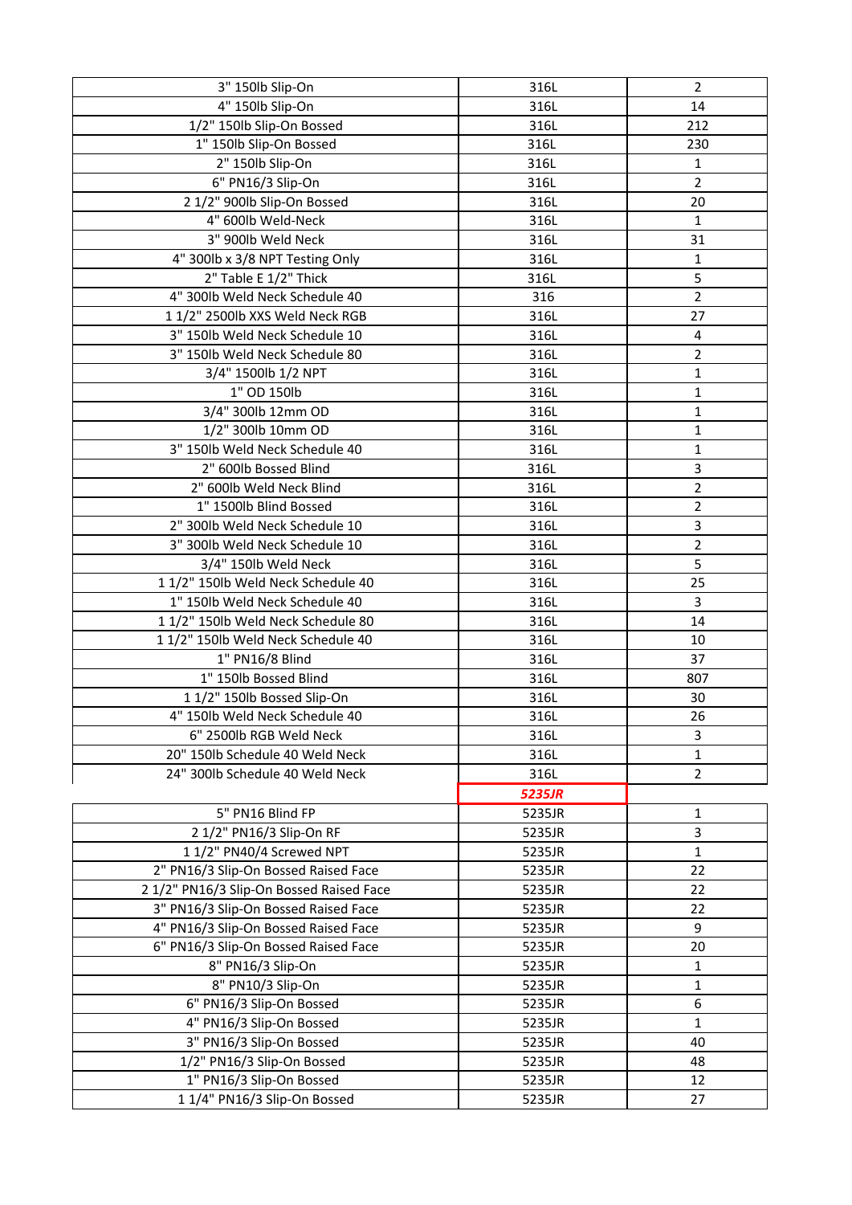| | | |
|---|---|---|
| 3" 150lb Slip-On | 316L | 2 |
| 4" 150lb Slip-On | 316L | 14 |
| 1/2" 150lb Slip-On Bossed | 316L | 212 |
| 1" 150lb Slip-On Bossed | 316L | 230 |
| 2" 150lb Slip-On | 316L | 1 |
| 6" PN16/3 Slip-On | 316L | 2 |
| 2 1/2" 900lb Slip-On Bossed | 316L | 20 |
| 4" 600lb Weld-Neck | 316L | 1 |
| 3" 900lb Weld Neck | 316L | 31 |
| 4" 300lb x 3/8 NPT Testing Only | 316L | 1 |
| 2" Table E 1/2" Thick | 316L | 5 |
| 4" 300lb Weld Neck Schedule 40 | 316 | 2 |
| 1 1/2" 2500lb XXS Weld Neck RGB | 316L | 27 |
| 3" 150lb Weld Neck Schedule 10 | 316L | 4 |
| 3" 150lb Weld Neck Schedule 80 | 316L | 2 |
| 3/4" 1500lb 1/2 NPT | 316L | 1 |
| 1" OD 150lb | 316L | 1 |
| 3/4" 300lb 12mm OD | 316L | 1 |
| 1/2" 300lb 10mm OD | 316L | 1 |
| 3" 150lb Weld Neck Schedule 40 | 316L | 1 |
| 2" 600lb Bossed Blind | 316L | 3 |
| 2" 600lb Weld Neck Blind | 316L | 2 |
| 1" 1500lb Blind Bossed | 316L | 2 |
| 2" 300lb Weld Neck Schedule 10 | 316L | 3 |
| 3" 300lb Weld Neck Schedule 10 | 316L | 2 |
| 3/4" 150lb Weld Neck | 316L | 5 |
| 1 1/2" 150lb Weld Neck Schedule 40 | 316L | 25 |
| 1" 150lb Weld Neck Schedule 40 | 316L | 3 |
| 1 1/2" 150lb Weld Neck Schedule 80 | 316L | 14 |
| 1 1/2" 150lb Weld Neck Schedule 40 | 316L | 10 |
| 1" PN16/8 Blind | 316L | 37 |
| 1" 150lb Bossed Blind | 316L | 807 |
| 1 1/2" 150lb Bossed Slip-On | 316L | 30 |
| 4" 150lb Weld Neck Schedule 40 | 316L | 26 |
| 6" 2500lb RGB Weld Neck | 316L | 3 |
| 20" 150lb Schedule 40 Weld Neck | 316L | 1 |
| 24" 300lb Schedule 40 Weld Neck | 316L | 2 |
| | ***5235JR*** | |
| 5" PN16 Blind FP | 5235JR | 1 |
| 2 1/2" PN16/3 Slip-On RF | 5235JR | 3 |
| 1 1/2" PN40/4 Screwed NPT | 5235JR | 1 |
| 2" PN16/3 Slip-On Bossed Raised Face | 5235JR | 22 |
| 2 1/2" PN16/3 Slip-On Bossed Raised Face | 5235JR | 22 |
| 3" PN16/3 Slip-On Bossed Raised Face | 5235JR | 22 |
| 4" PN16/3 Slip-On Bossed Raised Face | 5235JR | 9 |
| 6" PN16/3 Slip-On Bossed Raised Face | 5235JR | 20 |
| 8" PN16/3 Slip-On | 5235JR | 1 |
| 8" PN10/3 Slip-On | 5235JR | 1 |
| 6" PN16/3 Slip-On Bossed | 5235JR | 6 |
| 4" PN16/3 Slip-On Bossed | 5235JR | 1 |
| 3" PN16/3 Slip-On Bossed | 5235JR | 40 |
| 1/2" PN16/3 Slip-On Bossed | 5235JR | 48 |
| 1" PN16/3 Slip-On Bossed | 5235JR | 12 |
| 1 1/4" PN16/3 Slip-On Bossed | 5235JR | 27 |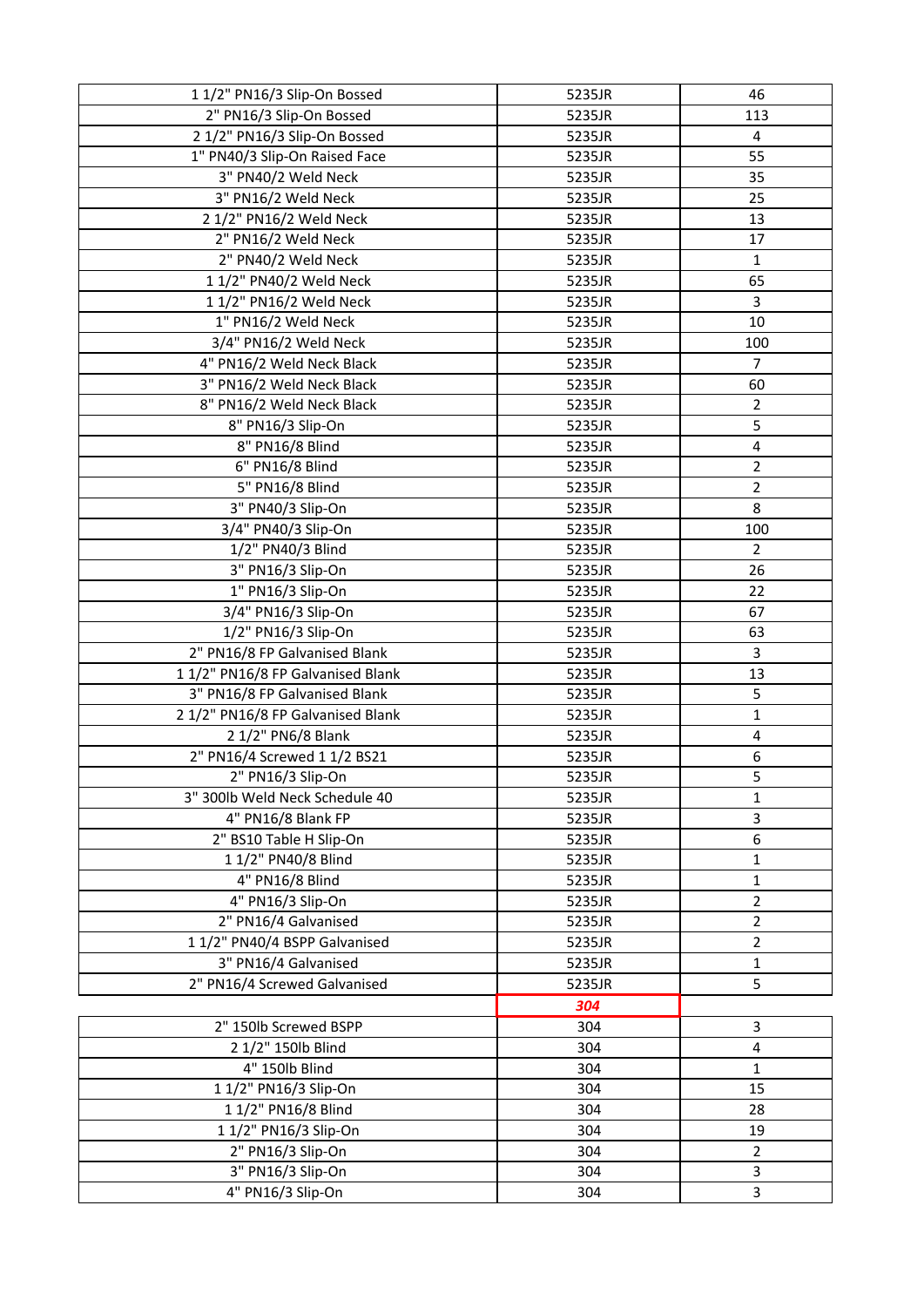| | | |
|---|---|---|
| 1 1/2" PN16/3 Slip-On Bossed | 5235JR | 46 |
| 2" PN16/3 Slip-On Bossed | 5235JR | 113 |
| 2 1/2" PN16/3 Slip-On Bossed | 5235JR | 4 |
| 1" PN40/3 Slip-On Raised Face | 5235JR | 55 |
| 3" PN40/2 Weld Neck | 5235JR | 35 |
| 3" PN16/2 Weld Neck | 5235JR | 25 |
| 2 1/2" PN16/2 Weld Neck | 5235JR | 13 |
| 2" PN16/2 Weld Neck | 5235JR | 17 |
| 2" PN40/2 Weld Neck | 5235JR | 1 |
| 1 1/2" PN40/2 Weld Neck | 5235JR | 65 |
| 1 1/2" PN16/2 Weld Neck | 5235JR | 3 |
| 1" PN16/2 Weld Neck | 5235JR | 10 |
| 3/4" PN16/2 Weld Neck | 5235JR | 100 |
| 4" PN16/2 Weld Neck Black | 5235JR | 7 |
| 3" PN16/2 Weld Neck Black | 5235JR | 60 |
| 8" PN16/2 Weld Neck Black | 5235JR | 2 |
| 8" PN16/3 Slip-On | 5235JR | 5 |
| 8" PN16/8 Blind | 5235JR | 4 |
| 6" PN16/8 Blind | 5235JR | 2 |
| 5" PN16/8 Blind | 5235JR | 2 |
| 3" PN40/3 Slip-On | 5235JR | 8 |
| 3/4" PN40/3 Slip-On | 5235JR | 100 |
| 1/2" PN40/3 Blind | 5235JR | 2 |
| 3" PN16/3 Slip-On | 5235JR | 26 |
| 1" PN16/3 Slip-On | 5235JR | 22 |
| 3/4" PN16/3 Slip-On | 5235JR | 67 |
| 1/2" PN16/3 Slip-On | 5235JR | 63 |
| 2" PN16/8 FP Galvanised Blank | 5235JR | 3 |
| 1 1/2" PN16/8 FP Galvanised Blank | 5235JR | 13 |
| 3" PN16/8 FP Galvanised Blank | 5235JR | 5 |
| 2 1/2" PN16/8 FP Galvanised Blank | 5235JR | 1 |
| 2 1/2" PN6/8 Blank | 5235JR | 4 |
| 2" PN16/4 Screwed 1 1/2 BS21 | 5235JR | 6 |
| 2" PN16/3 Slip-On | 5235JR | 5 |
| 3" 300lb Weld Neck Schedule 40 | 5235JR | 1 |
| 4" PN16/8 Blank FP | 5235JR | 3 |
| 2" BS10 Table H Slip-On | 5235JR | 6 |
| 1 1/2" PN40/8 Blind | 5235JR | 1 |
| 4" PN16/8 Blind | 5235JR | 1 |
| 4" PN16/3 Slip-On | 5235JR | 2 |
| 2" PN16/4 Galvanised | 5235JR | 2 |
| 1 1/2" PN40/4 BSPP Galvanised | 5235JR | 2 |
| 3" PN16/4 Galvanised | 5235JR | 1 |
| 2" PN16/4 Screwed Galvanised | 5235JR | 5 |
| | ***304*** | |
| 2" 150lb Screwed BSPP | 304 | 3 |
| 2 1/2" 150lb Blind | 304 | 4 |
| 4" 150lb Blind | 304 | 1 |
| 1 1/2" PN16/3 Slip-On | 304 | 15 |
| 1 1/2" PN16/8 Blind | 304 | 28 |
| 1 1/2" PN16/3 Slip-On | 304 | 19 |
| 2" PN16/3 Slip-On | 304 | 2 |
| 3" PN16/3 Slip-On | 304 | 3 |
| 4" PN16/3 Slip-On | 304 | 3 |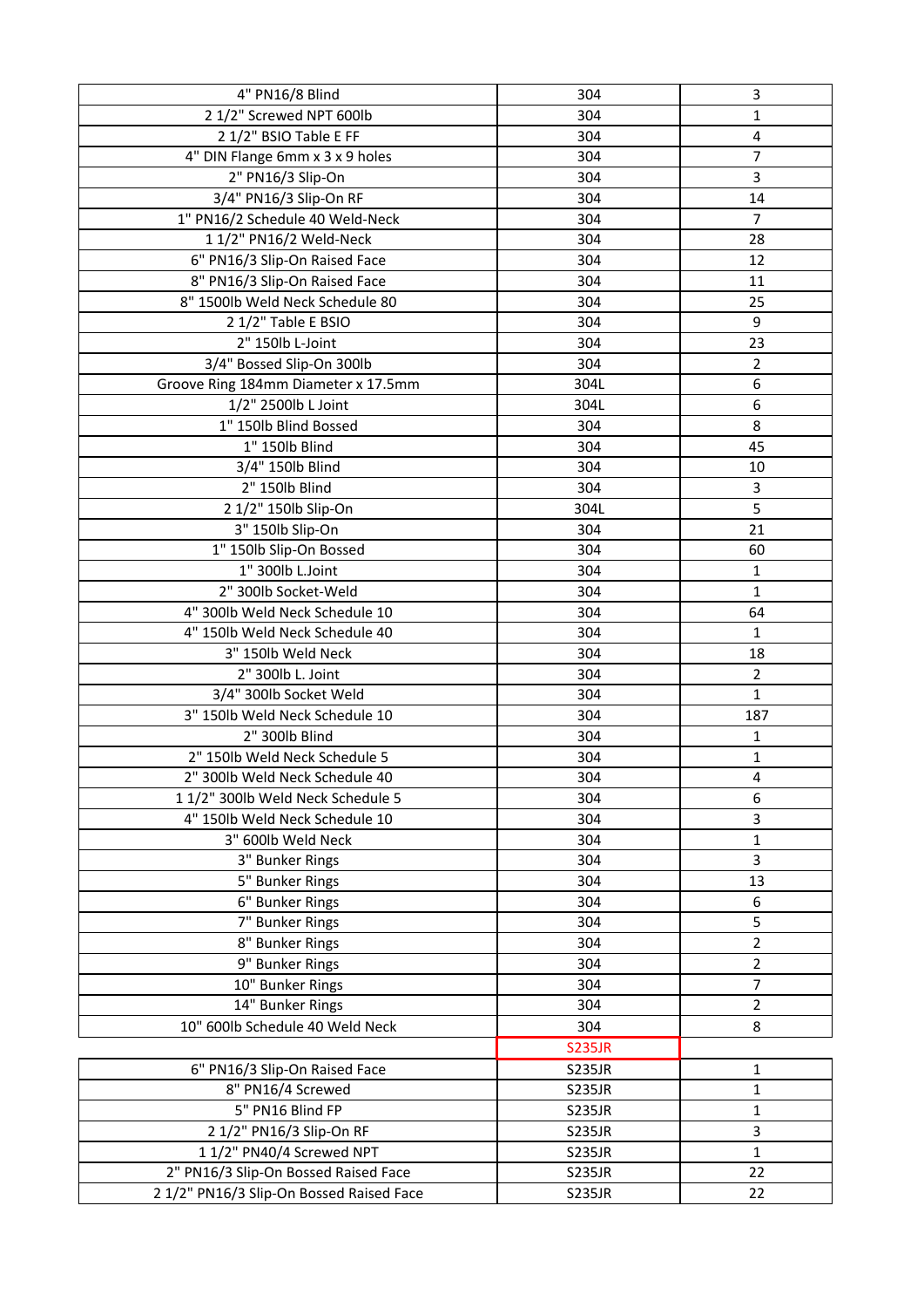| | | |
|---|---|---|
| 4" PN16/8 Blind | 304 | 3 |
| 2 1/2" Screwed NPT 600lb | 304 | 1 |
| 2 1/2" BSIO Table E FF | 304 | 4 |
| 4" DIN Flange 6mm x 3 x 9 holes | 304 | 7 |
| 2" PN16/3 Slip-On | 304 | 3 |
| 3/4" PN16/3 Slip-On RF | 304 | 14 |
| 1" PN16/2 Schedule 40 Weld-Neck | 304 | 7 |
| 1 1/2" PN16/2 Weld-Neck | 304 | 28 |
| 6" PN16/3 Slip-On Raised Face | 304 | 12 |
| 8" PN16/3 Slip-On Raised Face | 304 | 11 |
| 8" 1500lb Weld Neck Schedule 80 | 304 | 25 |
| 2 1/2" Table E BSIO | 304 | 9 |
| 2" 150lb L-Joint | 304 | 23 |
| 3/4" Bossed Slip-On 300lb | 304 | 2 |
| Groove Ring 184mm Diameter x 17.5mm | 304L | 6 |
| 1/2" 2500lb L Joint | 304L | 6 |
| 1" 150lb Blind Bossed | 304 | 8 |
| 1" 150lb Blind | 304 | 45 |
| 3/4" 150lb Blind | 304 | 10 |
| 2" 150lb Blind | 304 | 3 |
| 2 1/2" 150lb Slip-On | 304L | 5 |
| 3" 150lb Slip-On | 304 | 21 |
| 1" 150lb Slip-On Bossed | 304 | 60 |
| 1" 300lb L.Joint | 304 | 1 |
| 2" 300lb Socket-Weld | 304 | 1 |
| 4" 300lb Weld Neck Schedule 10 | 304 | 64 |
| 4" 150lb Weld Neck Schedule 40 | 304 | 1 |
| 3" 150lb Weld Neck | 304 | 18 |
| 2" 300lb L. Joint | 304 | 2 |
| 3/4" 300lb Socket Weld | 304 | 1 |
| 3" 150lb Weld Neck Schedule 10 | 304 | 187 |
| 2" 300lb Blind | 304 | 1 |
| 2" 150lb Weld Neck Schedule 5 | 304 | 1 |
| 2" 300lb Weld Neck Schedule 40 | 304 | 4 |
| 1 1/2" 300lb Weld Neck Schedule 5 | 304 | 6 |
| 4" 150lb Weld Neck Schedule 10 | 304 | 3 |
| 3" 600lb Weld Neck | 304 | 1 |
| 3" Bunker Rings | 304 | 3 |
| 5" Bunker Rings | 304 | 13 |
| 6" Bunker Rings | 304 | 6 |
| 7" Bunker Rings | 304 | 5 |
| 8" Bunker Rings | 304 | 2 |
| 9" Bunker Rings | 304 | 2 |
| 10" Bunker Rings | 304 | 7 |
| 14" Bunker Rings | 304 | 2 |
| 10" 600lb Schedule 40 Weld Neck | 304 | 8 |
| | S235JR | |
| 6" PN16/3 Slip-On Raised Face | S235JR | 1 |
| 8" PN16/4 Screwed | S235JR | 1 |
| 5" PN16 Blind FP | S235JR | 1 |
| 2 1/2" PN16/3 Slip-On RF | S235JR | 3 |
| 1 1/2" PN40/4 Screwed NPT | S235JR | 1 |
| 2" PN16/3 Slip-On Bossed Raised Face | S235JR | 22 |
| 2 1/2" PN16/3 Slip-On Bossed Raised Face | S235JR | 22 |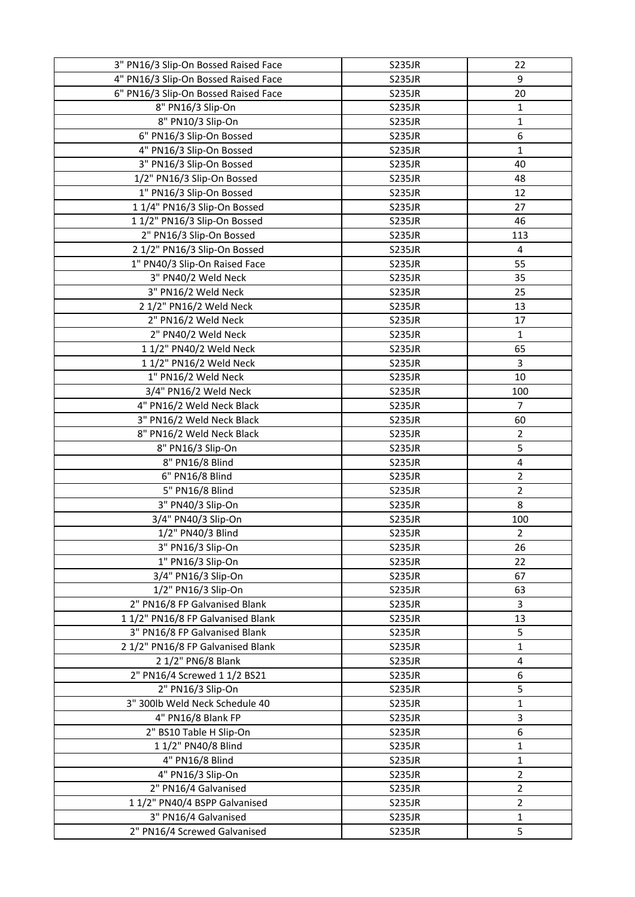| 3" PN16/3 Slip-On Bossed Raised Face | S235JR | 22 |
|---|---|---|
| 4" PN16/3 Slip-On Bossed Raised Face | S235JR | 9 |
| 6" PN16/3 Slip-On Bossed Raised Face | S235JR | 20 |
| 8" PN16/3 Slip-On | S235JR | 1 |
| 8" PN10/3 Slip-On | S235JR | 1 |
| 6" PN16/3 Slip-On Bossed | S235JR | 6 |
| 4" PN16/3 Slip-On Bossed | S235JR | 1 |
| 3" PN16/3 Slip-On Bossed | S235JR | 40 |
| 1/2" PN16/3 Slip-On Bossed | S235JR | 48 |
| 1" PN16/3 Slip-On Bossed | S235JR | 12 |
| 1 1/4" PN16/3 Slip-On Bossed | S235JR | 27 |
| 1 1/2" PN16/3 Slip-On Bossed | S235JR | 46 |
| 2" PN16/3 Slip-On Bossed | S235JR | 113 |
| 2 1/2" PN16/3 Slip-On Bossed | S235JR | 4 |
| 1" PN40/3 Slip-On Raised Face | S235JR | 55 |
| 3" PN40/2 Weld Neck | S235JR | 35 |
| 3" PN16/2 Weld Neck | S235JR | 25 |
| 2 1/2" PN16/2 Weld Neck | S235JR | 13 |
| 2" PN16/2 Weld Neck | S235JR | 17 |
| 2" PN40/2 Weld Neck | S235JR | 1 |
| 1 1/2" PN40/2 Weld Neck | S235JR | 65 |
| 1 1/2" PN16/2 Weld Neck | S235JR | 3 |
| 1" PN16/2 Weld Neck | S235JR | 10 |
| 3/4" PN16/2 Weld Neck | S235JR | 100 |
| 4" PN16/2 Weld Neck Black | S235JR | 7 |
| 3" PN16/2 Weld Neck Black | S235JR | 60 |
| 8" PN16/2 Weld Neck Black | S235JR | 2 |
| 8" PN16/3 Slip-On | S235JR | 5 |
| 8" PN16/8 Blind | S235JR | 4 |
| 6" PN16/8 Blind | S235JR | 2 |
| 5" PN16/8 Blind | S235JR | 2 |
| 3" PN40/3 Slip-On | S235JR | 8 |
| 3/4" PN40/3 Slip-On | S235JR | 100 |
| 1/2" PN40/3 Blind | S235JR | 2 |
| 3" PN16/3 Slip-On | S235JR | 26 |
| 1" PN16/3 Slip-On | S235JR | 22 |
| 3/4" PN16/3 Slip-On | S235JR | 67 |
| 1/2" PN16/3 Slip-On | S235JR | 63 |
| 2" PN16/8 FP Galvanised Blank | S235JR | 3 |
| 1 1/2" PN16/8 FP Galvanised Blank | S235JR | 13 |
| 3" PN16/8 FP Galvanised Blank | S235JR | 5 |
| 2 1/2" PN16/8 FP Galvanised Blank | S235JR | 1 |
| 2 1/2" PN6/8 Blank | S235JR | 4 |
| 2" PN16/4 Screwed 1 1/2 BS21 | S235JR | 6 |
| 2" PN16/3 Slip-On | S235JR | 5 |
| 3" 300lb Weld Neck Schedule 40 | S235JR | 1 |
| 4" PN16/8 Blank FP | S235JR | 3 |
| 2" BS10 Table H Slip-On | S235JR | 6 |
| 1 1/2" PN40/8 Blind | S235JR | 1 |
| 4" PN16/8 Blind | S235JR | 1 |
| 4" PN16/3 Slip-On | S235JR | 2 |
| 2" PN16/4 Galvanised | S235JR | 2 |
| 1 1/2" PN40/4 BSPP Galvanised | S235JR | 2 |
| 3" PN16/4 Galvanised | S235JR | 1 |
| 2" PN16/4 Screwed Galvanised | S235JR | 5 |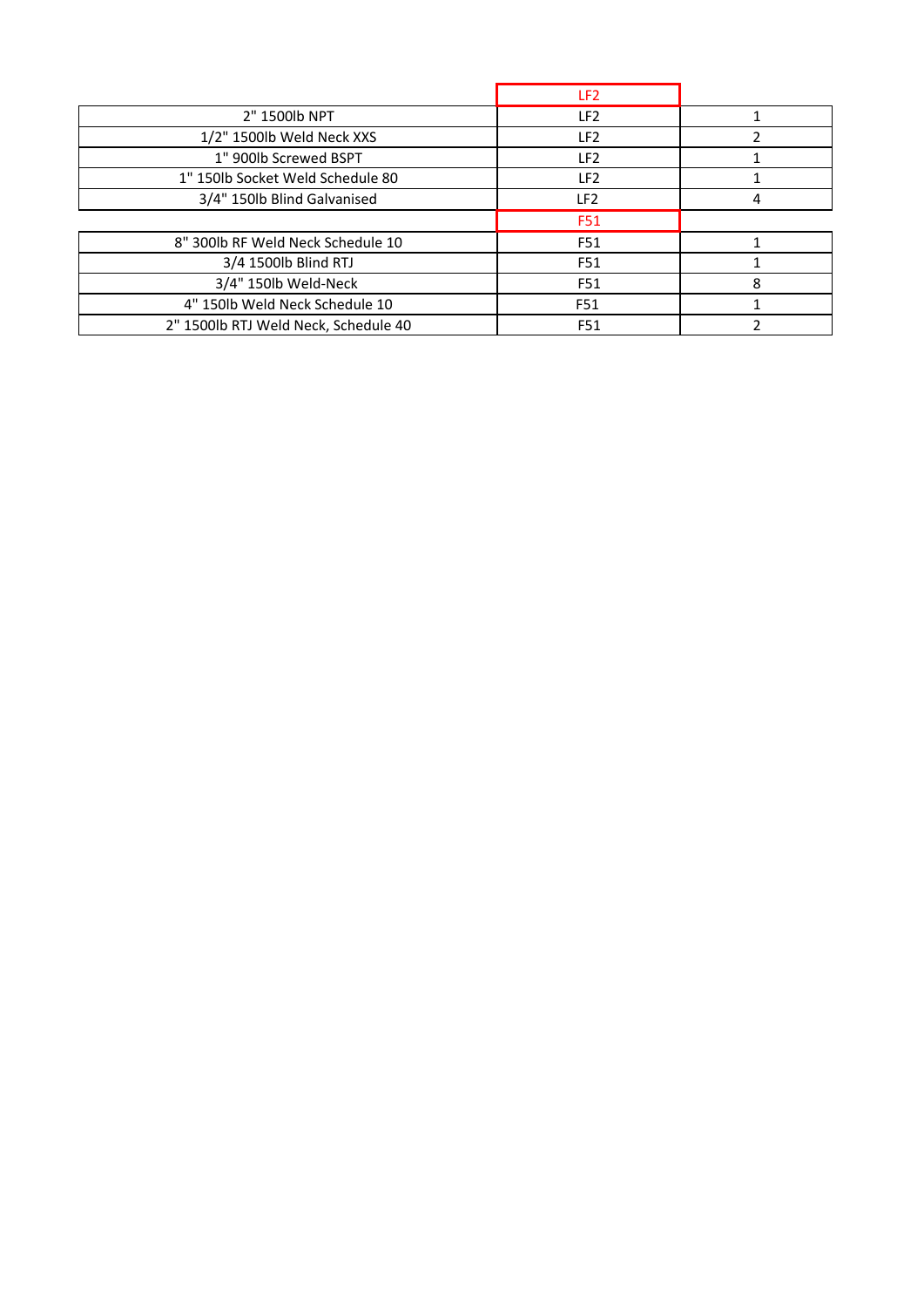| | | |
|---|---|---|
| | LF2 | |
| 2" 1500lb NPT | LF2 | 1 |
| 1/2" 1500lb Weld Neck XXS | LF2 | 2 |
| 1" 900lb Screwed BSPT | LF2 | 1 |
| 1" 150lb Socket Weld Schedule 80 | LF2 | 1 |
| 3/4" 150lb Blind Galvanised | LF2 | 4 |
| | F51 | |
| 8" 300lb RF Weld Neck Schedule 10 | F51 | 1 |
| 3/4 1500lb Blind RTJ | F51 | 1 |
| 3/4" 150lb Weld-Neck | F51 | 8 |
| 4" 150lb Weld Neck Schedule 10 | F51 | 1 |
| 2" 1500lb RTJ Weld Neck, Schedule 40 | F51 | 2 |